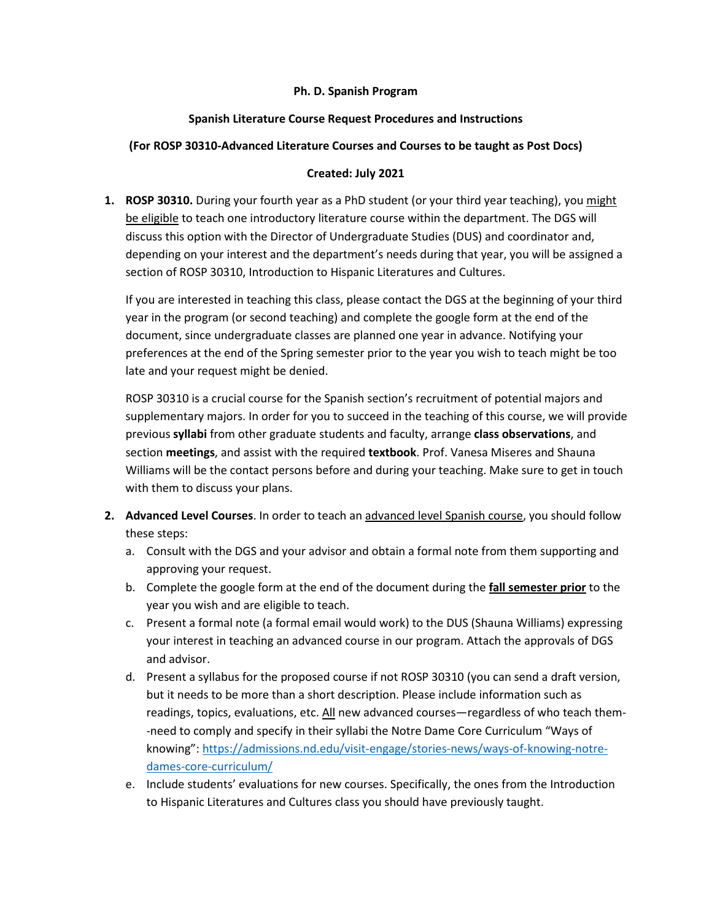**Ph. D. Spanish Program**

**Spanish Literature Course Request Procedures and Instructions**

**(For ROSP 30310-Advanced Literature Courses and Courses to be taught as Post Docs)**

**Created: July 2021**

1. **ROSP 30310.** During your fourth year as a PhD student (or your third year teaching), you <u>might be eligible</u> to teach one introductory literature course within the department. The DGS will discuss this option with the Director of Undergraduate Studies (DUS) and coordinator and, depending on your interest and the department's needs during that year, you will be assigned a section of ROSP 30310, Introduction to Hispanic Literatures and Cultures.

   If you are interested in teaching this class, please contact the DGS at the beginning of your third year in the program (or second teaching) and complete the google form at the end of the document, since undergraduate classes are planned one year in advance. Notifying your preferences at the end of the Spring semester prior to the year you wish to teach might be too late and your request might be denied.

   ROSP 30310 is a crucial course for the Spanish section's recruitment of potential majors and supplementary majors. In order for you to succeed in the teaching of this course, we will provide previous **syllabi** from other graduate students and faculty, arrange **class observations**, and section **meetings**, and assist with the required **textbook**. Prof. Vanesa Miseres and Shauna Williams will be the contact persons before and during your teaching. Make sure to get in touch with them to discuss your plans.

2. **Advanced Level Courses**. In order to teach an <u>advanced level Spanish course</u>, you should follow these steps:
   a. Consult with the DGS and your advisor and obtain a formal note from them supporting and approving your request.
   b. Complete the google form at the end of the document during the **<u>fall semester prior</u>** to the year you wish and are eligible to teach.
   c. Present a formal note (a formal email would work) to the DUS (Shauna Williams) expressing your interest in teaching an advanced course in our program. Attach the approvals of DGS and advisor.
   d. Present a syllabus for the proposed course if not ROSP 30310 (you can send a draft version, but it needs to be more than a short description. Please include information such as readings, topics, evaluations, etc. <u>All</u> new advanced courses—regardless of who teach them--need to comply and specify in their syllabi the Notre Dame Core Curriculum "Ways of knowing": [https://admissions.nd.edu/visit-engage/stories-news/ways-of-knowing-notre-dames-core-curriculum/](https://admissions.nd.edu/visit-engage/stories-news/ways-of-knowing-notre-dames-core-curriculum/)
   e. Include students' evaluations for new courses. Specifically, the ones from the Introduction to Hispanic Literatures and Cultures class you should have previously taught.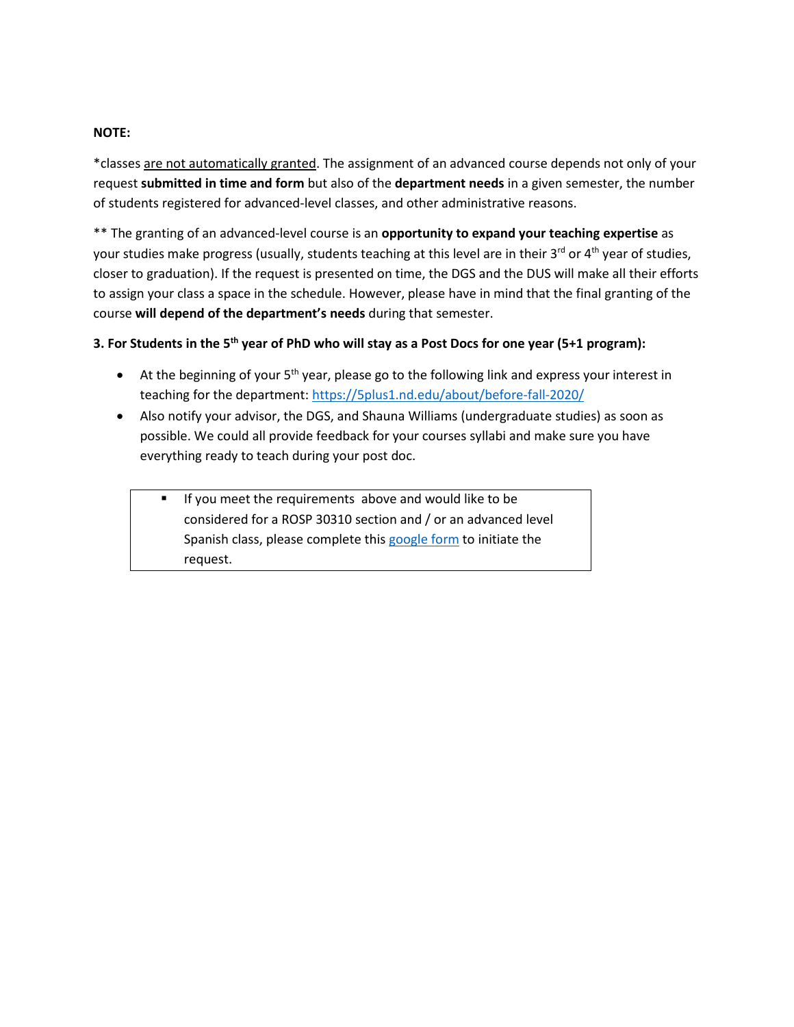**NOTE:**

*classes are not automatically granted. The assignment of an advanced course depends not only of your request **submitted in time and form** but also of the **department needs** in a given semester, the number of students registered for advanced-level classes, and other administrative reasons.

** The granting of an advanced-level course is an **opportunity to expand your teaching expertise** as your studies make progress (usually, students teaching at this level are in their 3rd or 4th year of studies, closer to graduation). If the request is presented on time, the DGS and the DUS will make all their efforts to assign your class a space in the schedule. However, please have in mind that the final granting of the course **will depend of the department's needs** during that semester.

**3. For Students in the 5th year of PhD who will stay as a Post Docs for one year (5+1 program):**

- At the beginning of your 5th year, please go to the following link and express your interest in teaching for the department: https://5plus1.nd.edu/about/before-fall-2020/
- Also notify your advisor, the DGS, and Shauna Williams (undergraduate studies) as soon as possible. We could all provide feedback for your courses syllabi and make sure you have everything ready to teach during your post doc.

| |
|---|
| ▪ If you meet the requirements above and would like to be considered for a ROSP 30310 section and / or an advanced level Spanish class, please complete this google form to initiate the request. |